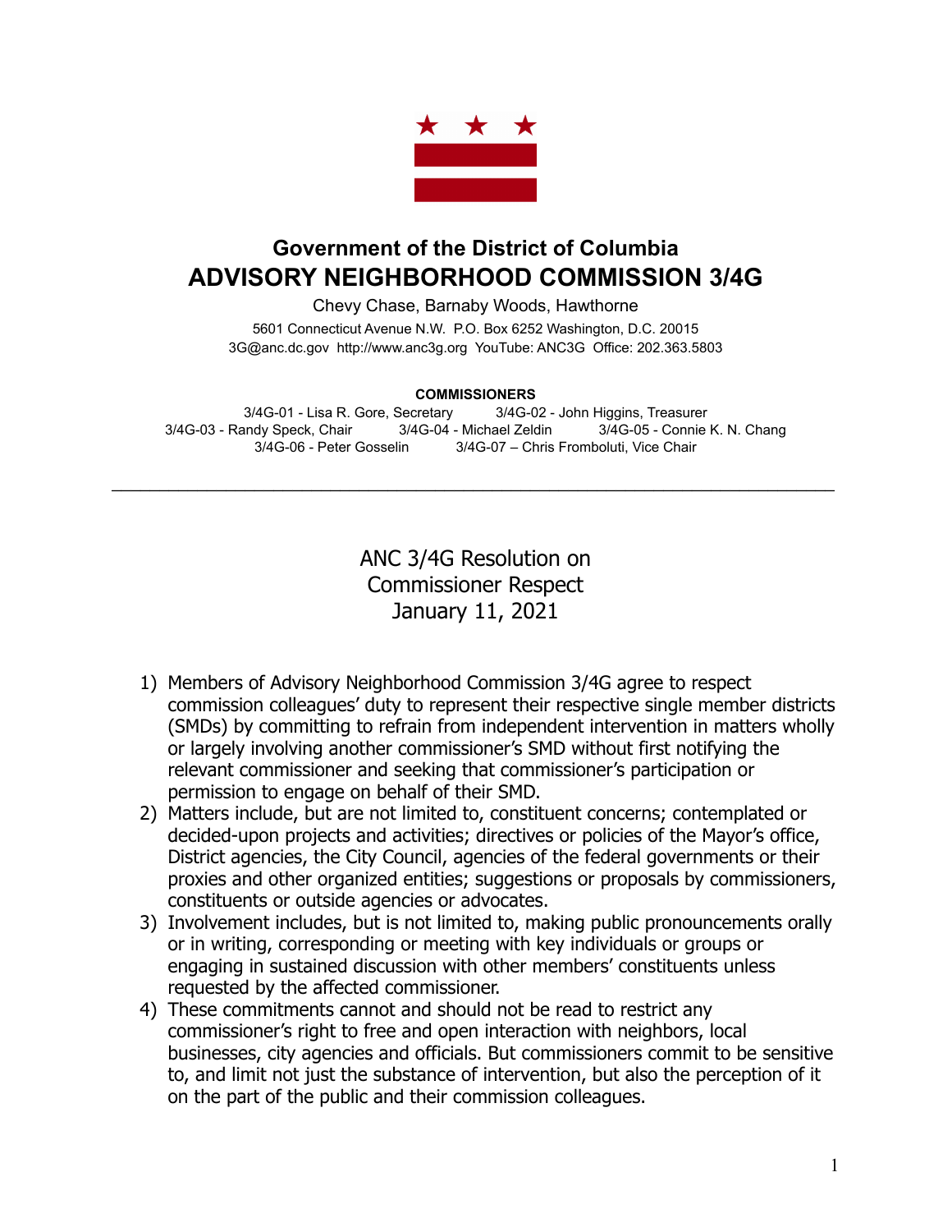## Government of the District of Columbia

# ADVISORY NEIGHBORHOOD COMMISSION 3/4G

Chevy Chase, Barnaby Woods, Hawthorne

5601 Connecticut Avenue N.W. P.O. Box 6252 Washington, D.C. 20015
3G@anc.dc.gov http://www.anc3g.org YouTube: ANC3G Office: 202.363.5803

**COMMISSIONERS**

3/4G-01 - Lisa R. Gore, Secretary 3/4G-02 - John Higgins, Treasurer
3/4G-03 - Randy Speck, Chair 3/4G-04 - Michael Zeldin 3/4G-05 - Connie K. N. Chang
3/4G-06 - Peter Gosselin 3/4G-07 – Chris Fromboluti, Vice Chair

---

## ANC 3/4G Resolution on Commissioner Respect
## January 11, 2021

1) Members of Advisory Neighborhood Commission 3/4G agree to respect commission colleagues' duty to represent their respective single member districts (SMDs) by committing to refrain from independent intervention in matters wholly or largely involving another commissioner's SMD without first notifying the relevant commissioner and seeking that commissioner's participation or permission to engage on behalf of their SMD.
2) Matters include, but are not limited to, constituent concerns; contemplated or decided-upon projects and activities; directives or policies of the Mayor's office, District agencies, the City Council, agencies of the federal governments or their proxies and other organized entities; suggestions or proposals by commissioners, constituents or outside agencies or advocates.
3) Involvement includes, but is not limited to, making public pronouncements orally or in writing, corresponding or meeting with key individuals or groups or engaging in sustained discussion with other members' constituents unless requested by the affected commissioner.
4) These commitments cannot and should not be read to restrict any commissioner's right to free and open interaction with neighbors, local businesses, city agencies and officials. But commissioners commit to be sensitive to, and limit not just the substance of intervention, but also the perception of it on the part of the public and their commission colleagues.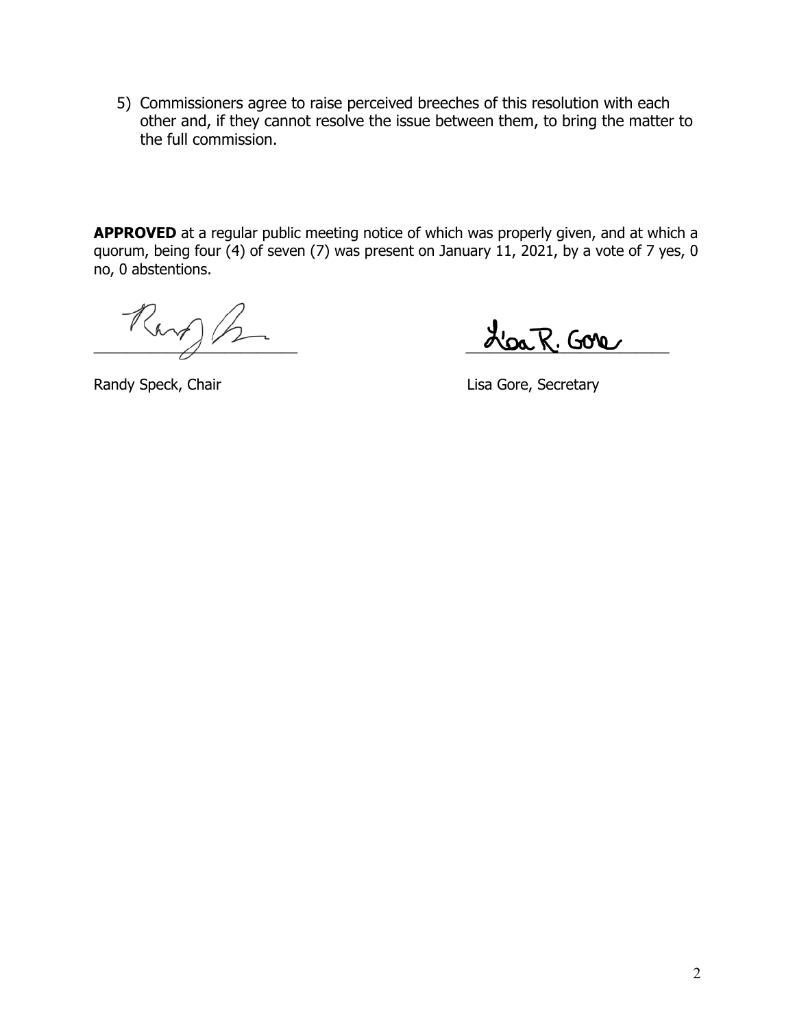5) Commissioners agree to raise perceived breeches of this resolution with each other and, if they cannot resolve the issue between them, to bring the matter to the full commission.

**APPROVED** at a regular public meeting notice of which was properly given, and at which a quorum, being four (4) of seven (7) was present on January 11, 2021, by a vote of 7 yes, 0 no, 0 abstentions.

_______________________ _______________________

Randy Speck, Chair

Lisa Gore, Secretary